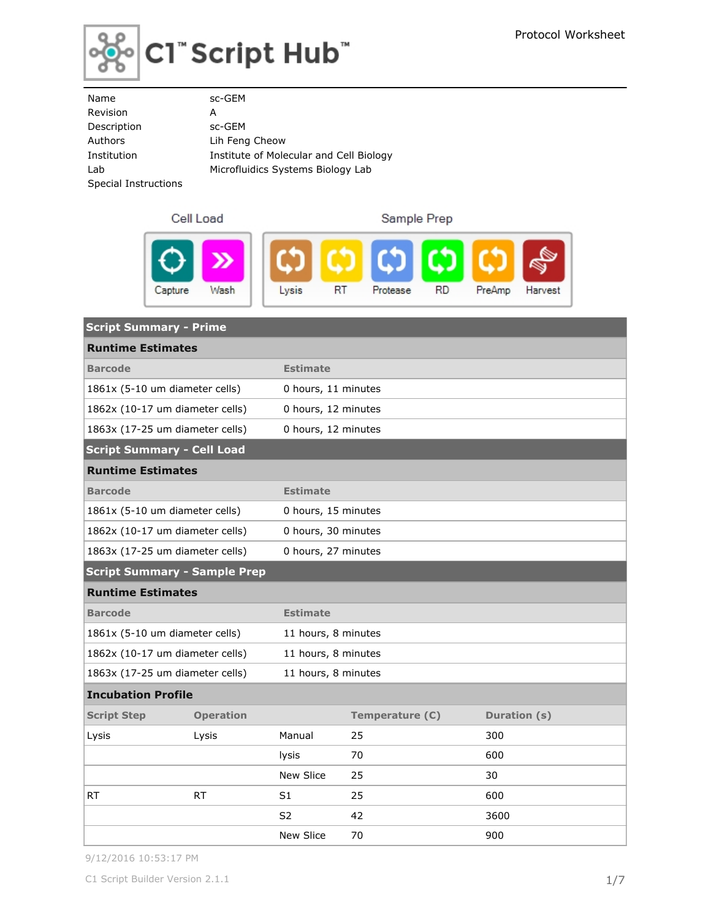# C1™ Script Hub™

Protocol Worksheet

| | |
|---|---|
| Name | sc-GEM |
| Revision | A |
| Description | sc-GEM |
| Authors | Lih Feng Cheow |
| Institution | Institute of Molecular and Cell Biology |
| Lab | Microfluidics Systems Biology Lab |
| Special Instructions | |

**Cell Load**: Capture, Wash

**Sample Prep**: Lysis, RT, Protease, RD, PreAmp, Harvest

## Script Summary - Prime

### Runtime Estimates

| Barcode | Estimate |
|---|---|
| 1861x (5-10 um diameter cells) | 0 hours, 11 minutes |
| 1862x (10-17 um diameter cells) | 0 hours, 12 minutes |
| 1863x (17-25 um diameter cells) | 0 hours, 12 minutes |

## Script Summary - Cell Load

### Runtime Estimates

| Barcode | Estimate |
|---|---|
| 1861x (5-10 um diameter cells) | 0 hours, 15 minutes |
| 1862x (10-17 um diameter cells) | 0 hours, 30 minutes |
| 1863x (17-25 um diameter cells) | 0 hours, 27 minutes |

## Script Summary - Sample Prep

### Runtime Estimates

| Barcode | Estimate |
|---|---|
| 1861x (5-10 um diameter cells) | 11 hours, 8 minutes |
| 1862x (10-17 um diameter cells) | 11 hours, 8 minutes |
| 1863x (17-25 um diameter cells) | 11 hours, 8 minutes |

### Incubation Profile

| Script Step | Operation | | Temperature (C) | Duration (s) |
|---|---|---|---|---|
| Lysis | Lysis | Manual | 25 | 300 |
| | | lysis | 70 | 600 |
| | | New Slice | 25 | 30 |
| RT | RT | S1 | 25 | 600 |
| | | S2 | 42 | 3600 |
| | | New Slice | 70 | 900 |

9/12/2016 10:53:17 PM

C1 Script Builder Version 2.1.1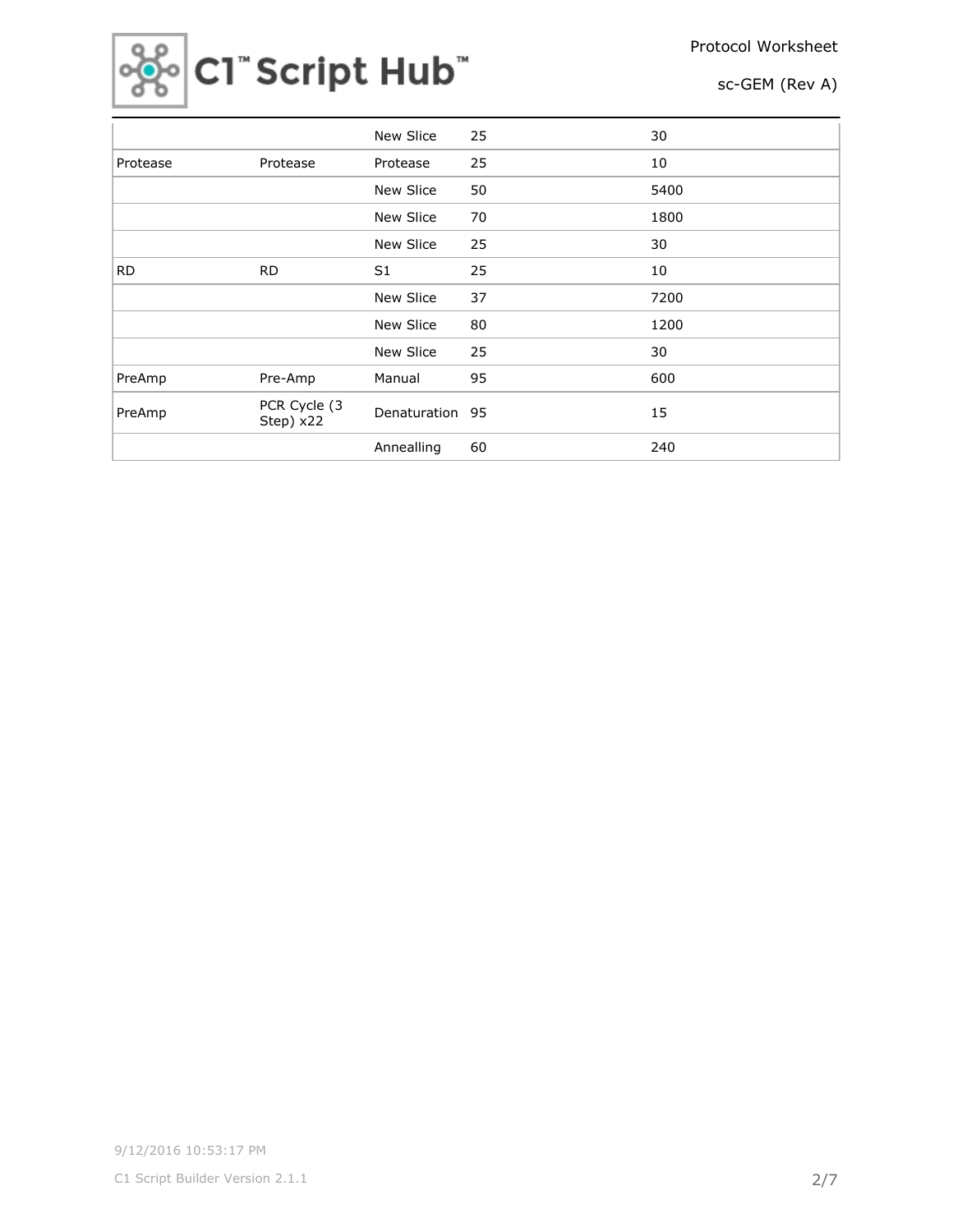| | | | | |
|---|---|---|---|---|
| | | New Slice | 25 | 30 |
| Protease | Protease | Protease | 25 | 10 |
| | | New Slice | 50 | 5400 |
| | | New Slice | 70 | 1800 |
| | | New Slice | 25 | 30 |
| RD | RD | S1 | 25 | 10 |
| | | New Slice | 37 | 7200 |
| | | New Slice | 80 | 1200 |
| | | New Slice | 25 | 30 |
| PreAmp | Pre-Amp | Manual | 95 | 600 |
| PreAmp | PCR Cycle (3 Step) x22 | Denaturation | 95 | 15 |
| | | Annealling | 60 | 240 |

9/12/2016 10:53:17 PM

C1 Script Builder Version 2.1.1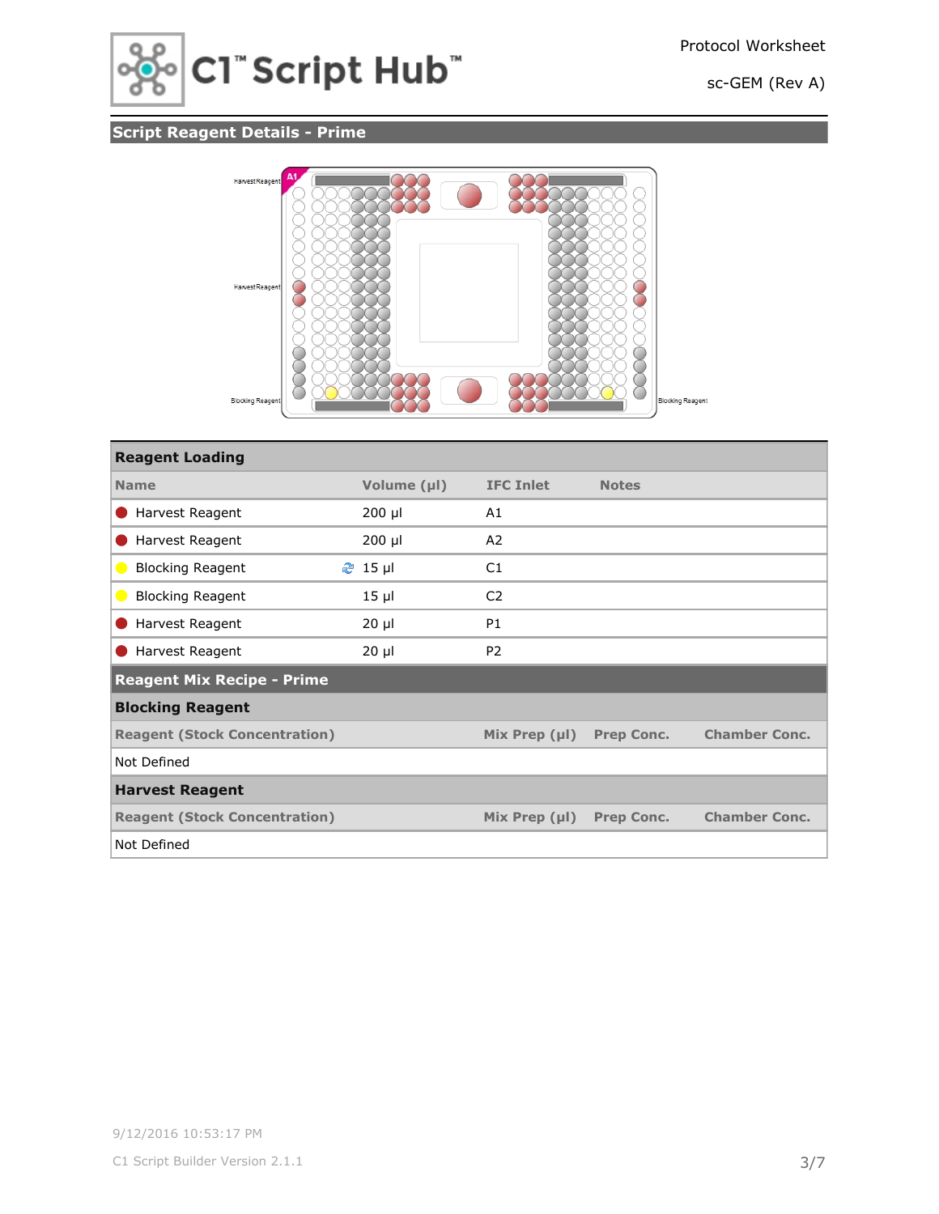## Script Reagent Details - Prime

Harvest Reagent

Harvest Reagent

Blocking Reagent

Blocking Reagent

A1

| Reagent Loading | | | |
|---|---|---|---|
| **Name** | **Volume (µl)** | **IFC Inlet** | **Notes** |
| Harvest Reagent | 200 µl | A1 | |
| Harvest Reagent | 200 µl | A2 | |
| Blocking Reagent | 15 µl | C1 | |
| Blocking Reagent | 15 µl | C2 | |
| Harvest Reagent | 20 µl | P1 | |
| Harvest Reagent | 20 µl | P2 | |

## Reagent Mix Recipe - Prime

### Blocking Reagent

| Reagent (Stock Concentration) | Mix Prep (µl) | Prep Conc. | Chamber Conc. |
|---|---|---|---|
| Not Defined | | | |

### Harvest Reagent

| Reagent (Stock Concentration) | Mix Prep (µl) | Prep Conc. | Chamber Conc. |
|---|---|---|---|
| Not Defined | | | |

9/12/2016 10:53:17 PM

C1 Script Builder Version 2.1.1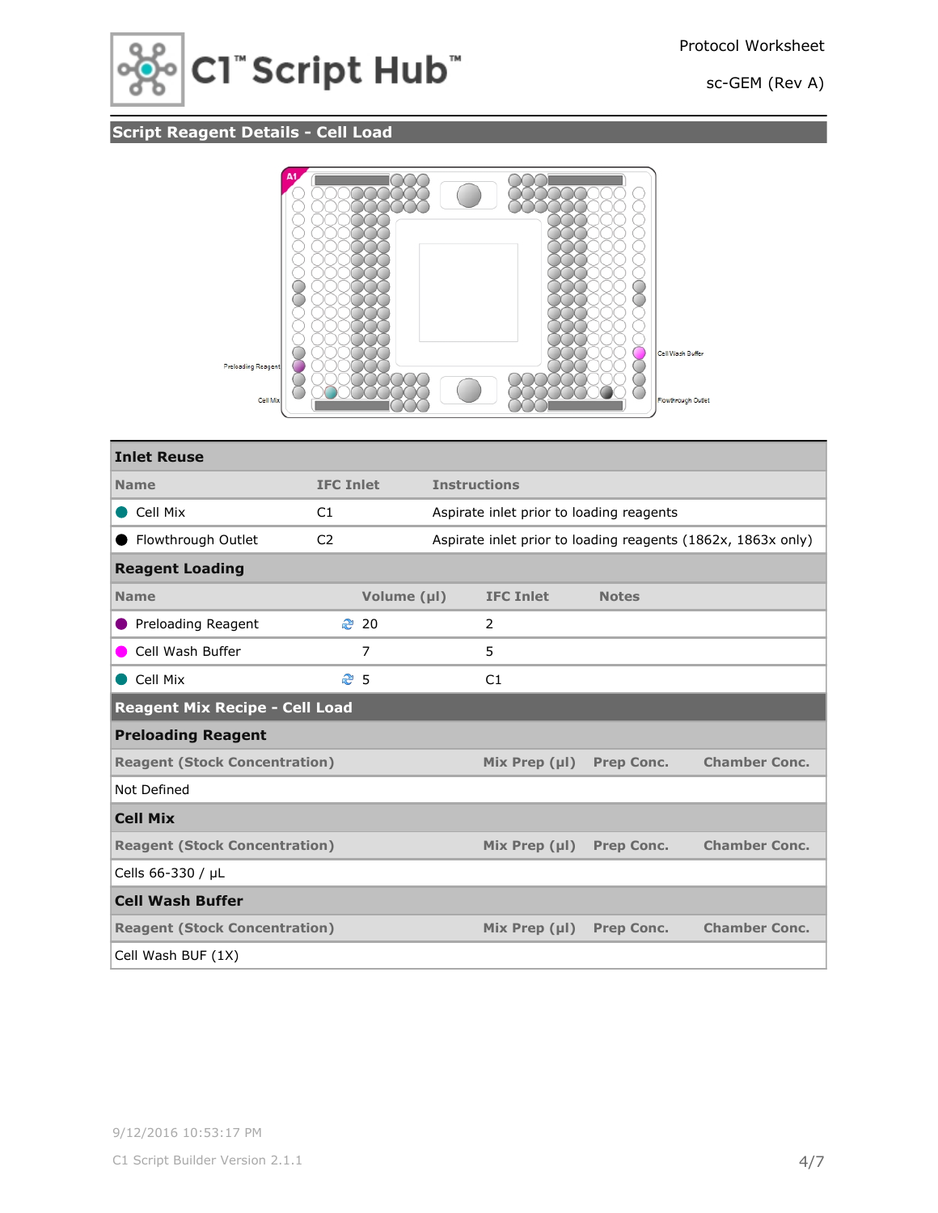## Script Reagent Details - Cell Load

Preloading Reagent

Cell Mix

Cell Wash Buffer

Flowthrough Outlet

| Inlet Reuse | | |
|---|---|---|
| **Name** | **IFC Inlet** | **Instructions** |
| Cell Mix | C1 | Aspirate inlet prior to loading reagents |
| Flowthrough Outlet | C2 | Aspirate inlet prior to loading reagents (1862x, 1863x only) |

| Reagent Loading | | | |
|---|---|---|---|
| **Name** | **Volume (µl)** | **IFC Inlet** | **Notes** |
| Preloading Reagent | 20 | 2 | |
| Cell Wash Buffer | 7 | 5 | |
| Cell Mix | 5 | C1 | |

### Reagent Mix Recipe - Cell Load

**Preloading Reagent**

| Reagent (Stock Concentration) | Mix Prep (µl) | Prep Conc. | Chamber Conc. |
|---|---|---|---|
| Not Defined | | | |

**Cell Mix**

| Reagent (Stock Concentration) | Mix Prep (µl) | Prep Conc. | Chamber Conc. |
|---|---|---|---|
| Cells 66-330 / µL | | | |

**Cell Wash Buffer**

| Reagent (Stock Concentration) | Mix Prep (µl) | Prep Conc. | Chamber Conc. |
|---|---|---|---|
| Cell Wash BUF (1X) | | | |

9/12/2016 10:53:17 PM

C1 Script Builder Version 2.1.1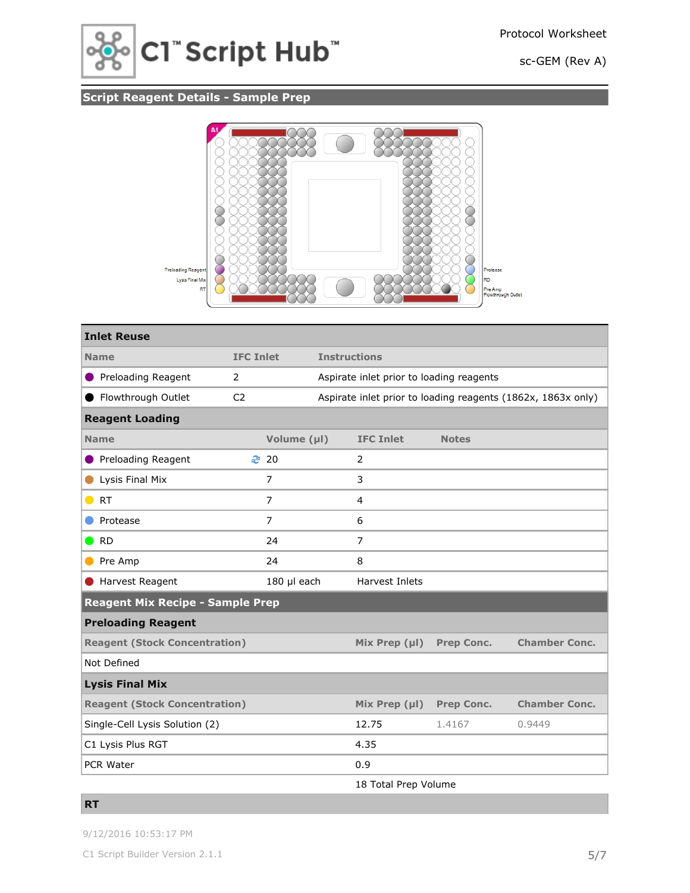Protocol Worksheet

sc-GEM (Rev A)

## Script Reagent Details - Sample Prep

Preloading Reagent
Lysis Final Mix
RT

Protease
RD
Pre Amp
Flowthrough Outlet

### Inlet Reuse

| Name | IFC Inlet | Instructions |
| --- | --- | --- |
| Preloading Reagent | 2 | Aspirate inlet prior to loading reagents |
| Flowthrough Outlet | C2 | Aspirate inlet prior to loading reagents (1862x, 1863x only) |

### Reagent Loading

| Name | Volume (µl) | IFC Inlet | Notes |
| --- | --- | --- | --- |
| Preloading Reagent | 20 | 2 | |
| Lysis Final Mix | 7 | 3 | |
| RT | 7 | 4 | |
| Protease | 7 | 6 | |
| RD | 24 | 7 | |
| Pre Amp | 24 | 8 | |
| Harvest Reagent | 180 µl each | Harvest Inlets | |

### Reagent Mix Recipe - Sample Prep

#### Preloading Reagent

| Reagent (Stock Concentration) | Mix Prep (µl) | Prep Conc. | Chamber Conc. |
| --- | --- | --- | --- |
| Not Defined | | | |

#### Lysis Final Mix

| Reagent (Stock Concentration) | Mix Prep (µl) | Prep Conc. | Chamber Conc. |
| --- | --- | --- | --- |
| Single-Cell Lysis Solution (2) | 12.75 | 1.4167 | 0.9449 |
| C1 Lysis Plus RGT | 4.35 | | |
| PCR Water | 0.9 | | |
| | 18 Total Prep Volume | | |

#### RT

9/12/2016 10:53:17 PM

C1 Script Builder Version 2.1.1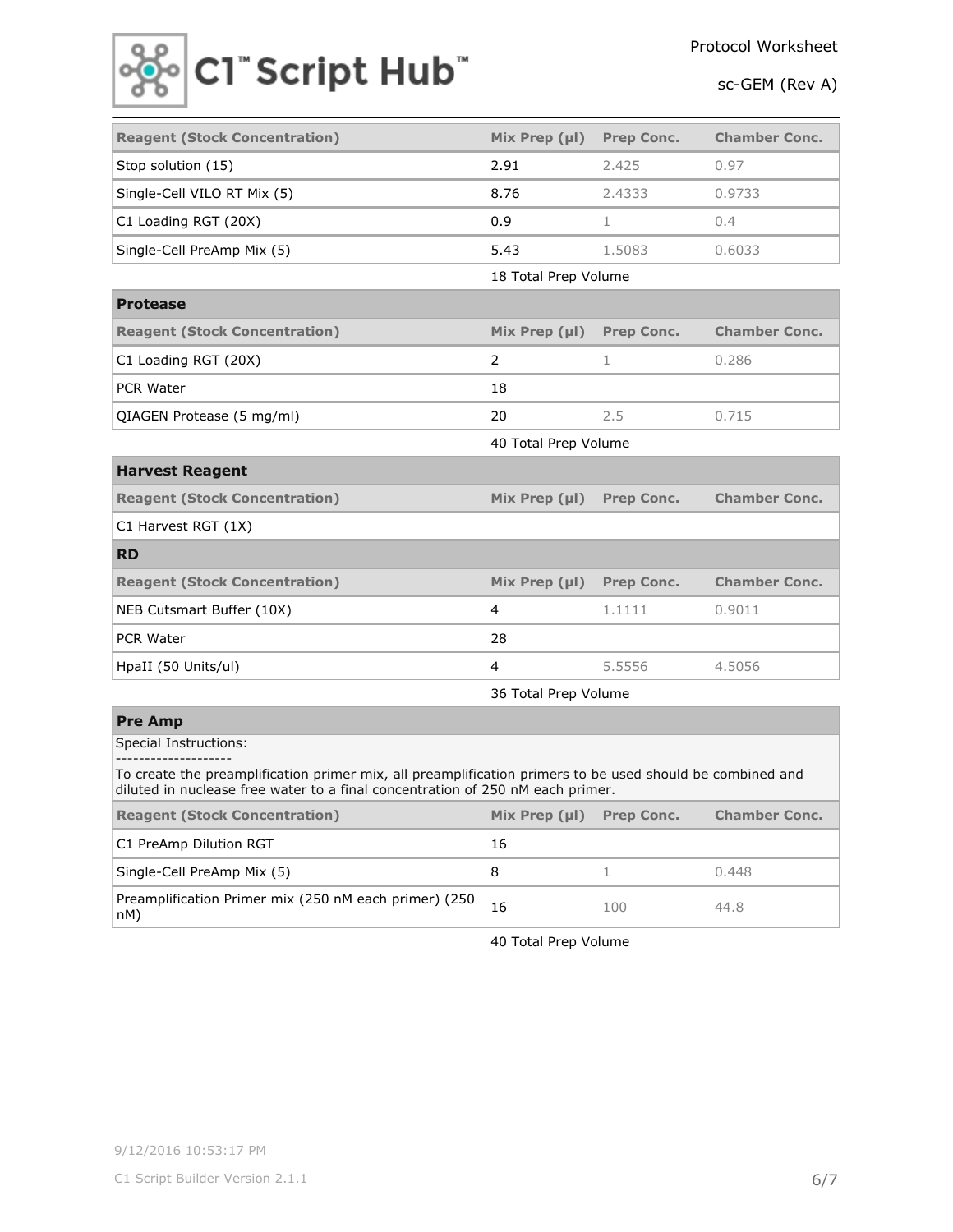| Reagent (Stock Concentration) | Mix Prep (µl) | Prep Conc. | Chamber Conc. |
| --- | --- | --- | --- |
| Stop solution (15) | 2.91 | 2.425 | 0.97 |
| Single-Cell VILO RT Mix (5) | 8.76 | 2.4333 | 0.9733 |
| C1 Loading RGT (20X) | 0.9 | 1 | 0.4 |
| Single-Cell PreAmp Mix (5) | 5.43 | 1.5083 | 0.6033 |

18 Total Prep Volume

### Protease

| Reagent (Stock Concentration) | Mix Prep (µl) | Prep Conc. | Chamber Conc. |
| --- | --- | --- | --- |
| C1 Loading RGT (20X) | 2 | 1 | 0.286 |
| PCR Water | 18 | | |
| QIAGEN Protease (5 mg/ml) | 20 | 2.5 | 0.715 |

40 Total Prep Volume

### Harvest Reagent

| Reagent (Stock Concentration) | Mix Prep (µl) | Prep Conc. | Chamber Conc. |
| --- | --- | --- | --- |
| C1 Harvest RGT (1X) | | | |

### RD

| Reagent (Stock Concentration) | Mix Prep (µl) | Prep Conc. | Chamber Conc. |
| --- | --- | --- | --- |
| NEB Cutsmart Buffer (10X) | 4 | 1.1111 | 0.9011 |
| PCR Water | 28 | | |
| HpaII (50 Units/ul) | 4 | 5.5556 | 4.5056 |

36 Total Prep Volume

### Pre Amp

Special Instructions:
--------------------
To create the preamplification primer mix, all preamplification primers to be used should be combined and diluted in nuclease free water to a final concentration of 250 nM each primer.

| Reagent (Stock Concentration) | Mix Prep (µl) | Prep Conc. | Chamber Conc. |
| --- | --- | --- | --- |
| C1 PreAmp Dilution RGT | 16 | | |
| Single-Cell PreAmp Mix (5) | 8 | 1 | 0.448 |
| Preamplification Primer mix (250 nM each primer) (250 nM) | 16 | 100 | 44.8 |

40 Total Prep Volume

9/12/2016 10:53:17 PM

C1 Script Builder Version 2.1.1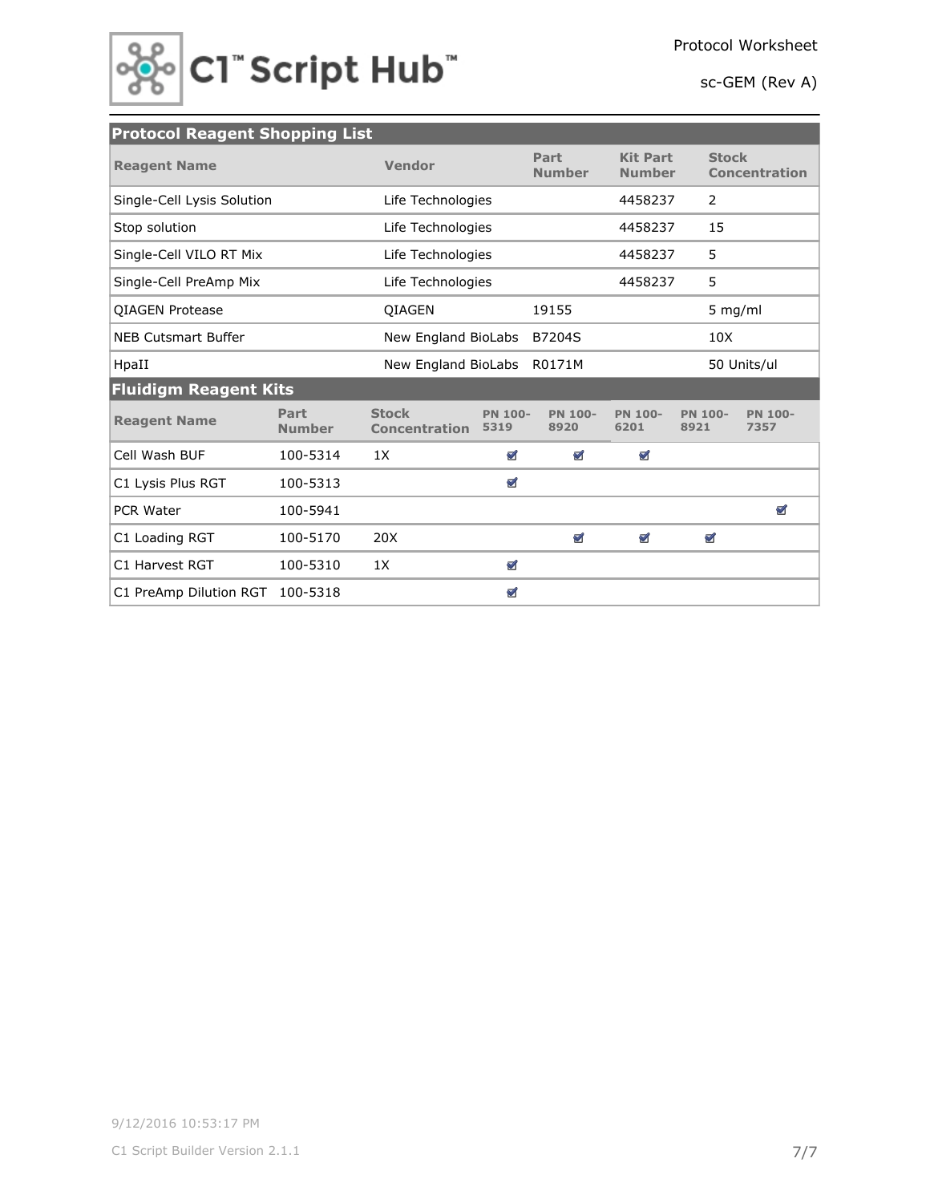## Protocol Reagent Shopping List

| Reagent Name | Vendor | Part Number | Kit Part Number | Stock Concentration |
|---|---|---|---|---|
| Single-Cell Lysis Solution | Life Technologies | | 4458237 | 2 |
| Stop solution | Life Technologies | | 4458237 | 15 |
| Single-Cell VILO RT Mix | Life Technologies | | 4458237 | 5 |
| Single-Cell PreAmp Mix | Life Technologies | | 4458237 | 5 |
| QIAGEN Protease | QIAGEN | 19155 | | 5 mg/ml |
| NEB Cutsmart Buffer | New England BioLabs | B7204S | | 10X |
| HpaII | New England BioLabs | R0171M | | 50 Units/ul |

## Fluidigm Reagent Kits

| Reagent Name | Part Number | Stock Concentration | PN 100-5319 | PN 100-8920 | PN 100-6201 | PN 100-8921 | PN 100-7357 |
|---|---|---|---|---|---|---|---|
| Cell Wash BUF | 100-5314 | 1X | ✓ | ✓ | ✓ | | |
| C1 Lysis Plus RGT | 100-5313 | | ✓ | | | | |
| PCR Water | 100-5941 | | | | | | ✓ |
| C1 Loading RGT | 100-5170 | 20X | | ✓ | ✓ | ✓ | |
| C1 Harvest RGT | 100-5310 | 1X | ✓ | | | | |
| C1 PreAmp Dilution RGT | 100-5318 | | ✓ | | | | |